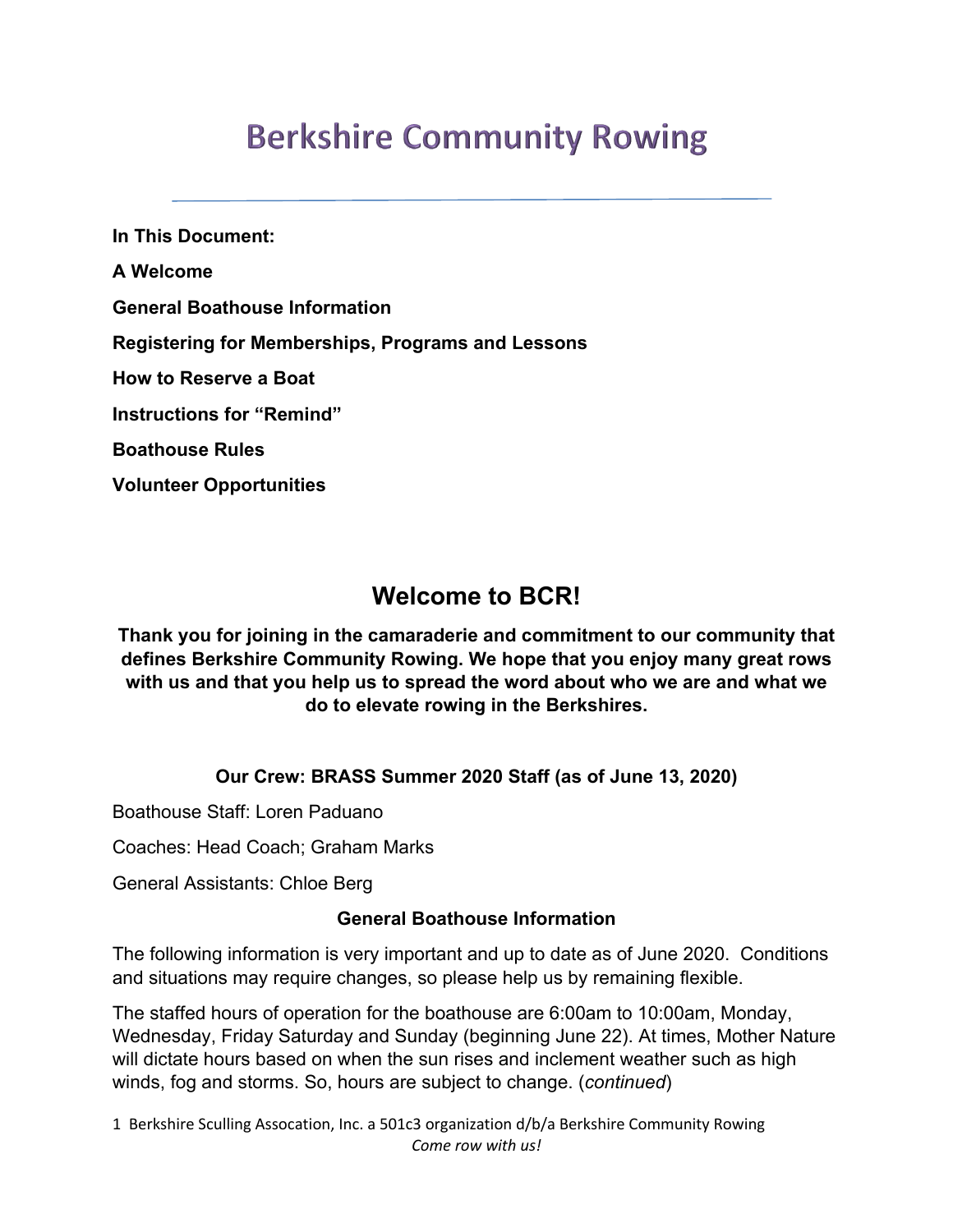# Berkshire Community Rowing

**In This Document:**

**A Welcome**

**General Boathouse Information**

**Registering for Memberships, Programs and Lessons**

**How to Reserve a Boat**

**Instructions for "Remind"**

**Boathouse Rules**

**Volunteer Opportunities**

## Welcome to BCR!

**Thank you for joining in the camaraderie and commitment to our community that defines Berkshire Community Rowing. We hope that you enjoy many great rows with us and that you help us to spread the word about who we are and what we do to elevate rowing in the Berkshires.**

### Our Crew: BRASS Summer 2020 Staff (as of June 13, 2020)

Boathouse Staff: Loren Paduano

Coaches: Head Coach; Graham Marks

General Assistants: Chloe Berg

### General Boathouse Information

The following information is very important and up to date as of June 2020. Conditions and situations may require changes, so please help us by remaining flexible.

The staffed hours of operation for the boathouse are 6:00am to 10:00am, Monday, Wednesday, Friday Saturday and Sunday (beginning June 22). At times, Mother Nature will dictate hours based on when the sun rises and inclement weather such as high winds, fog and storms. So, hours are subject to change. (*continued*)

1 Berkshire Sculling Assocation, Inc. a 501c3 organization d/b/a Berkshire Community Rowing

*Come row with us!*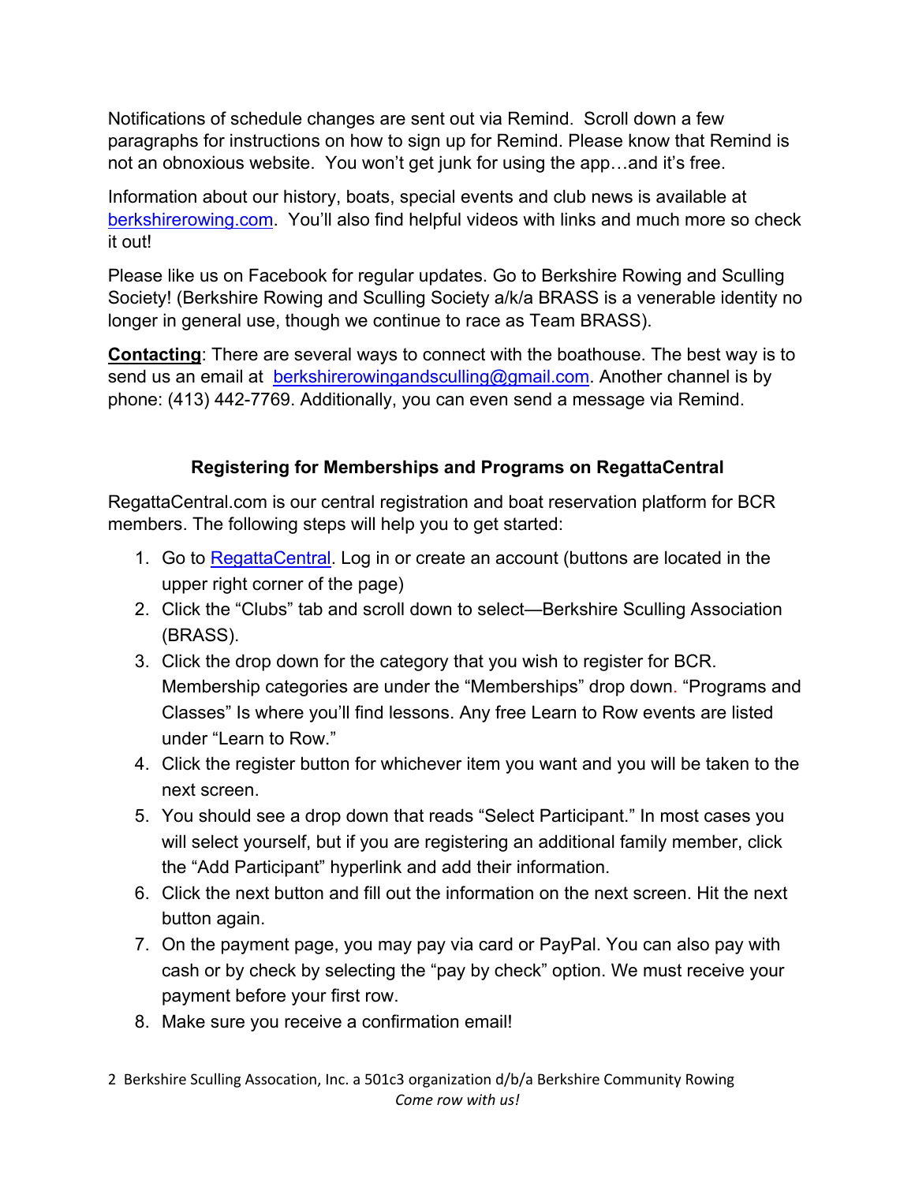Notifications of schedule changes are sent out via Remind. Scroll down a few paragraphs for instructions on how to sign up for Remind. Please know that Remind is not an obnoxious website. You won't get junk for using the app…and it's free.

Information about our history, boats, special events and club news is available at [berkshirerowing.com](berkshirerowing.com). You'll also find helpful videos with links and much more so check it out!

Please like us on Facebook for regular updates. Go to Berkshire Rowing and Sculling Society! (Berkshire Rowing and Sculling Society a/k/a BRASS is a venerable identity no longer in general use, though we continue to race as Team BRASS).

**<u>Contacting</u>**: There are several ways to connect with the boathouse. The best way is to send us an email at berkshirerowingandsculling@gmail.com. Another channel is by phone: (413) 442-7769. Additionally, you can even send a message via Remind.

### Registering for Memberships and Programs on RegattaCentral

RegattaCentral.com is our central registration and boat reservation platform for BCR members. The following steps will help you to get started:

1. Go to RegattaCentral. Log in or create an account (buttons are located in the upper right corner of the page)
2. Click the "Clubs" tab and scroll down to select—Berkshire Sculling Association (BRASS).
3. Click the drop down for the category that you wish to register for BCR. Membership categories are under the "Memberships" drop down. "Programs and Classes" Is where you'll find lessons. Any free Learn to Row events are listed under "Learn to Row."
4. Click the register button for whichever item you want and you will be taken to the next screen.
5. You should see a drop down that reads "Select Participant." In most cases you will select yourself, but if you are registering an additional family member, click the "Add Participant" hyperlink and add their information.
6. Click the next button and fill out the information on the next screen. Hit the next button again.
7. On the payment page, you may pay via card or PayPal. You can also pay with cash or by check by selecting the "pay by check" option. We must receive your payment before your first row.
8. Make sure you receive a confirmation email!

Berkshire Sculling Assocation, Inc. a 501c3 organization d/b/a Berkshire Community Rowing

*Come row with us!*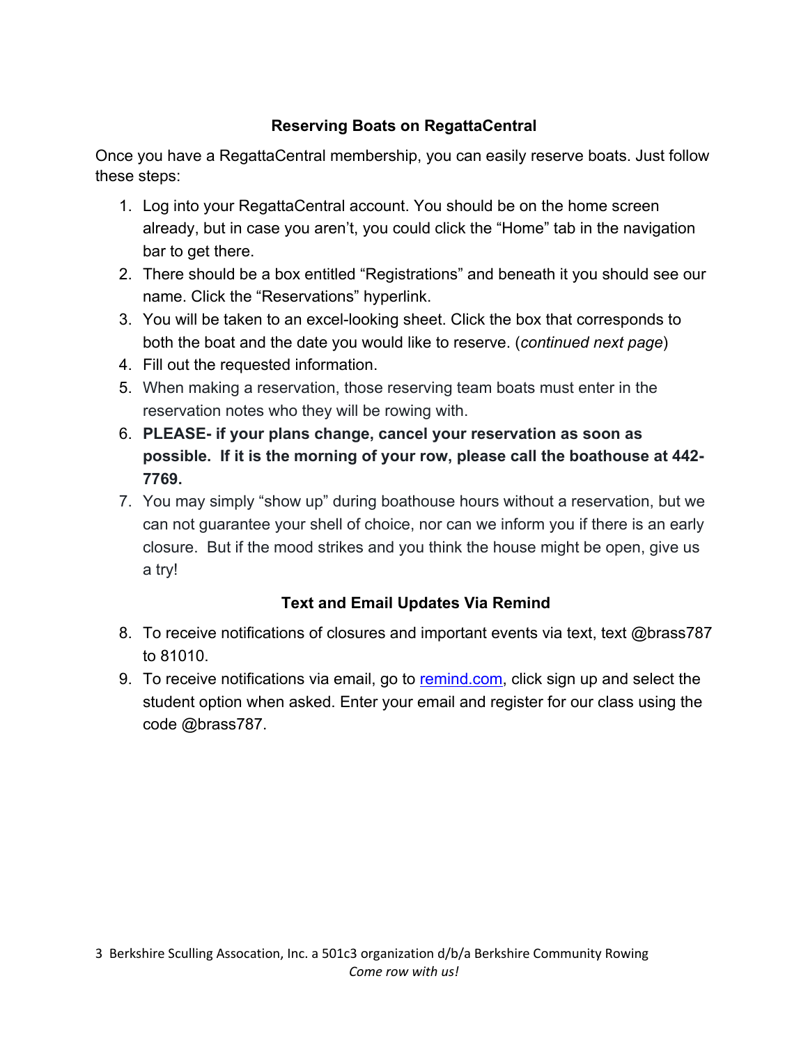## Reserving Boats on RegattaCentral

Once you have a RegattaCentral membership, you can easily reserve boats. Just follow these steps:

1. Log into your RegattaCentral account. You should be on the home screen already, but in case you aren't, you could click the "Home" tab in the navigation bar to get there.
2. There should be a box entitled "Registrations" and beneath it you should see our name. Click the "Reservations" hyperlink.
3. You will be taken to an excel-looking sheet. Click the box that corresponds to both the boat and the date you would like to reserve. (*continued next page*)
4. Fill out the requested information.
5. When making a reservation, those reserving team boats must enter in the reservation notes who they will be rowing with.
6. **PLEASE- if your plans change, cancel your reservation as soon as possible. If it is the morning of your row, please call the boathouse at 442-7769.**
7. You may simply "show up" during boathouse hours without a reservation, but we can not guarantee your shell of choice, nor can we inform you if there is an early closure. But if the mood strikes and you think the house might be open, give us a try!

## Text and Email Updates Via Remind

8. To receive notifications of closures and important events via text, text @brass787 to 81010.
9. To receive notifications via email, go to remind.com, click sign up and select the student option when asked. Enter your email and register for our class using the code @brass787.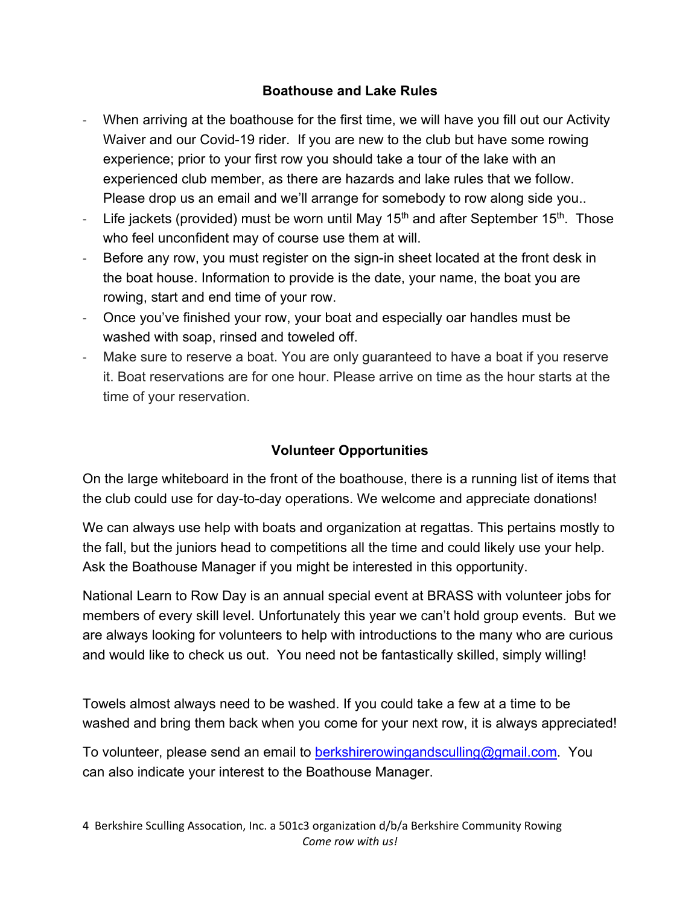## Boathouse and Lake Rules

- When arriving at the boathouse for the first time, we will have you fill out our Activity Waiver and our Covid-19 rider. If you are new to the club but have some rowing experience; prior to your first row you should take a tour of the lake with an experienced club member, as there are hazards and lake rules that we follow. Please drop us an email and we'll arrange for somebody to row along side you..
- Life jackets (provided) must be worn until May 15th and after September 15th. Those who feel unconfident may of course use them at will.
- Before any row, you must register on the sign-in sheet located at the front desk in the boat house. Information to provide is the date, your name, the boat you are rowing, start and end time of your row.
- Once you've finished your row, your boat and especially oar handles must be washed with soap, rinsed and toweled off.
- Make sure to reserve a boat. You are only guaranteed to have a boat if you reserve it. Boat reservations are for one hour. Please arrive on time as the hour starts at the time of your reservation.

## Volunteer Opportunities

On the large whiteboard in the front of the boathouse, there is a running list of items that the club could use for day-to-day operations. We welcome and appreciate donations!

We can always use help with boats and organization at regattas. This pertains mostly to the fall, but the juniors head to competitions all the time and could likely use your help. Ask the Boathouse Manager if you might be interested in this opportunity.

National Learn to Row Day is an annual special event at BRASS with volunteer jobs for members of every skill level. Unfortunately this year we can't hold group events. But we are always looking for volunteers to help with introductions to the many who are curious and would like to check us out. You need not be fantastically skilled, simply willing!

Towels almost always need to be washed. If you could take a few at a time to be washed and bring them back when you come for your next row, it is always appreciated!

To volunteer, please send an email to berkshirerowingandsculling@gmail.com. You can also indicate your interest to the Boathouse Manager.